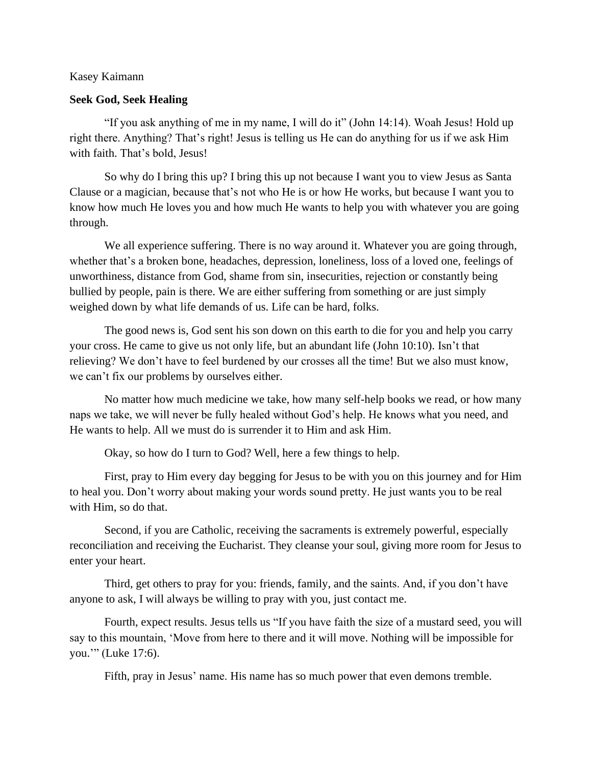Kasey Kaimann

**Seek God, Seek Healing**

"If you ask anything of me in my name, I will do it" (John 14:14). Woah Jesus! Hold up right there. Anything? That's right! Jesus is telling us He can do anything for us if we ask Him with faith. That's bold, Jesus!

So why do I bring this up? I bring this up not because I want you to view Jesus as Santa Clause or a magician, because that's not who He is or how He works, but because I want you to know how much He loves you and how much He wants to help you with whatever you are going through.

We all experience suffering. There is no way around it. Whatever you are going through, whether that's a broken bone, headaches, depression, loneliness, loss of a loved one, feelings of unworthiness, distance from God, shame from sin, insecurities, rejection or constantly being bullied by people, pain is there. We are either suffering from something or are just simply weighed down by what life demands of us. Life can be hard, folks.

The good news is, God sent his son down on this earth to die for you and help you carry your cross. He came to give us not only life, but an abundant life (John 10:10). Isn't that relieving? We don't have to feel burdened by our crosses all the time! But we also must know, we can't fix our problems by ourselves either.

No matter how much medicine we take, how many self-help books we read, or how many naps we take, we will never be fully healed without God's help. He knows what you need, and He wants to help. All we must do is surrender it to Him and ask Him.

Okay, so how do I turn to God? Well, here a few things to help.

First, pray to Him every day begging for Jesus to be with you on this journey and for Him to heal you. Don't worry about making your words sound pretty. He just wants you to be real with Him, so do that.

Second, if you are Catholic, receiving the sacraments is extremely powerful, especially reconciliation and receiving the Eucharist. They cleanse your soul, giving more room for Jesus to enter your heart.

Third, get others to pray for you: friends, family, and the saints. And, if you don't have anyone to ask, I will always be willing to pray with you, just contact me.

Fourth, expect results. Jesus tells us "If you have faith the size of a mustard seed, you will say to this mountain, 'Move from here to there and it will move. Nothing will be impossible for you.'" (Luke 17:6).

Fifth, pray in Jesus' name. His name has so much power that even demons tremble.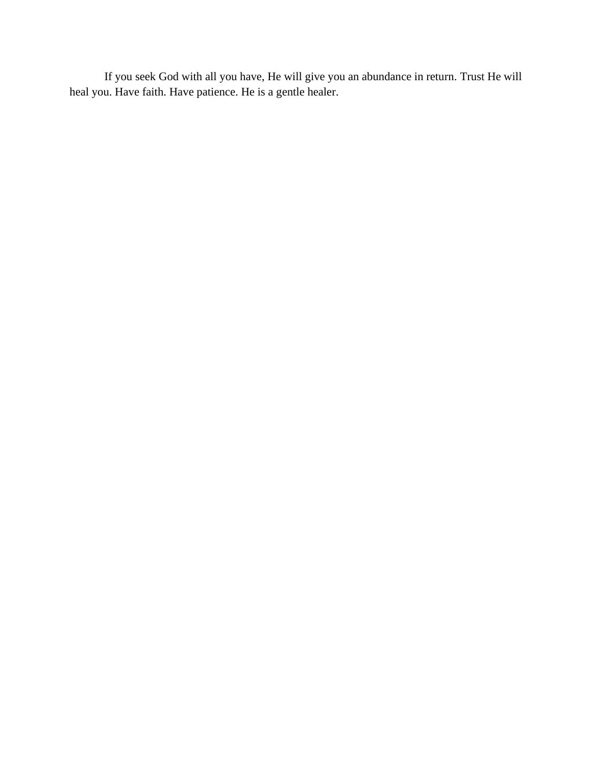If you seek God with all you have, He will give you an abundance in return. Trust He will heal you. Have faith. Have patience. He is a gentle healer.